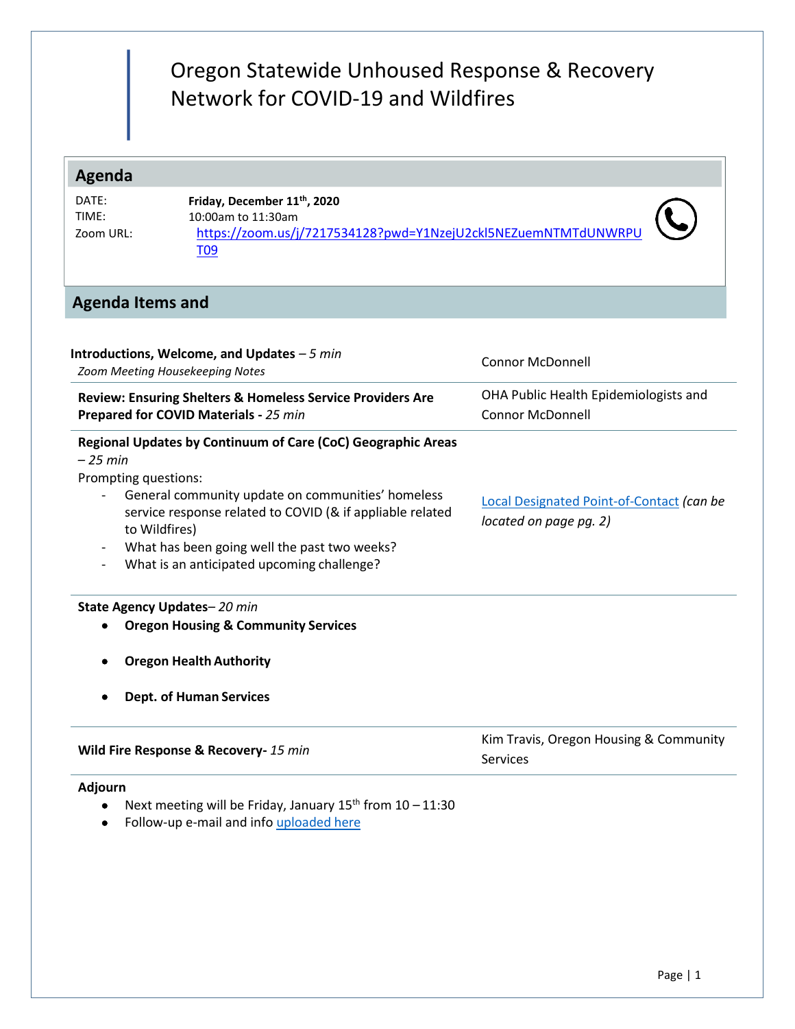# Oregon Statewide Unhoused Response & Recovery Network for COVID-19 and Wildfires

## Agenda

| | |
|---|---|
| DATE: | **Friday, December 11th, 2020** |
| TIME: | 10:00am to 11:30am |
| Zoom URL: | https://zoom.us/j/7217534128?pwd=Y1NzejU2ckl5NEZuemNTMTdUNWRPUT09 |

## Agenda Items and

| | |
|---|---|
| **Introductions, Welcome, and Updates** – *5 min*<br>*Zoom Meeting Housekeeping Notes* | Connor McDonnell |
| **Review: Ensuring Shelters & Homeless Service Providers Are Prepared for COVID Materials** - *25 min* | OHA Public Health Epidemiologists and Connor McDonnell |
| **Regional Updates by Continuum of Care (CoC) Geographic Areas** – *25 min*<br>Prompting questions:<br>- General community update on communities' homeless service response related to COVID (& if appliable related to Wildfires)<br>- What has been going well the past two weeks?<br>- What is an anticipated upcoming challenge? | Local Designated Point-of-Contact *(can be located on page pg. 2)* |
| **State Agency Updates**– *20 min*<br>• **Oregon Housing & Community Services**<br>• **Oregon Health Authority**<br>• **Dept. of Human Services** | |
| **Wild Fire Response & Recovery**- *15 min* | Kim Travis, Oregon Housing & Community Services |

**Adjourn**

- Next meeting will be Friday, January 15th from 10 – 11:30
- Follow-up e-mail and info uploaded here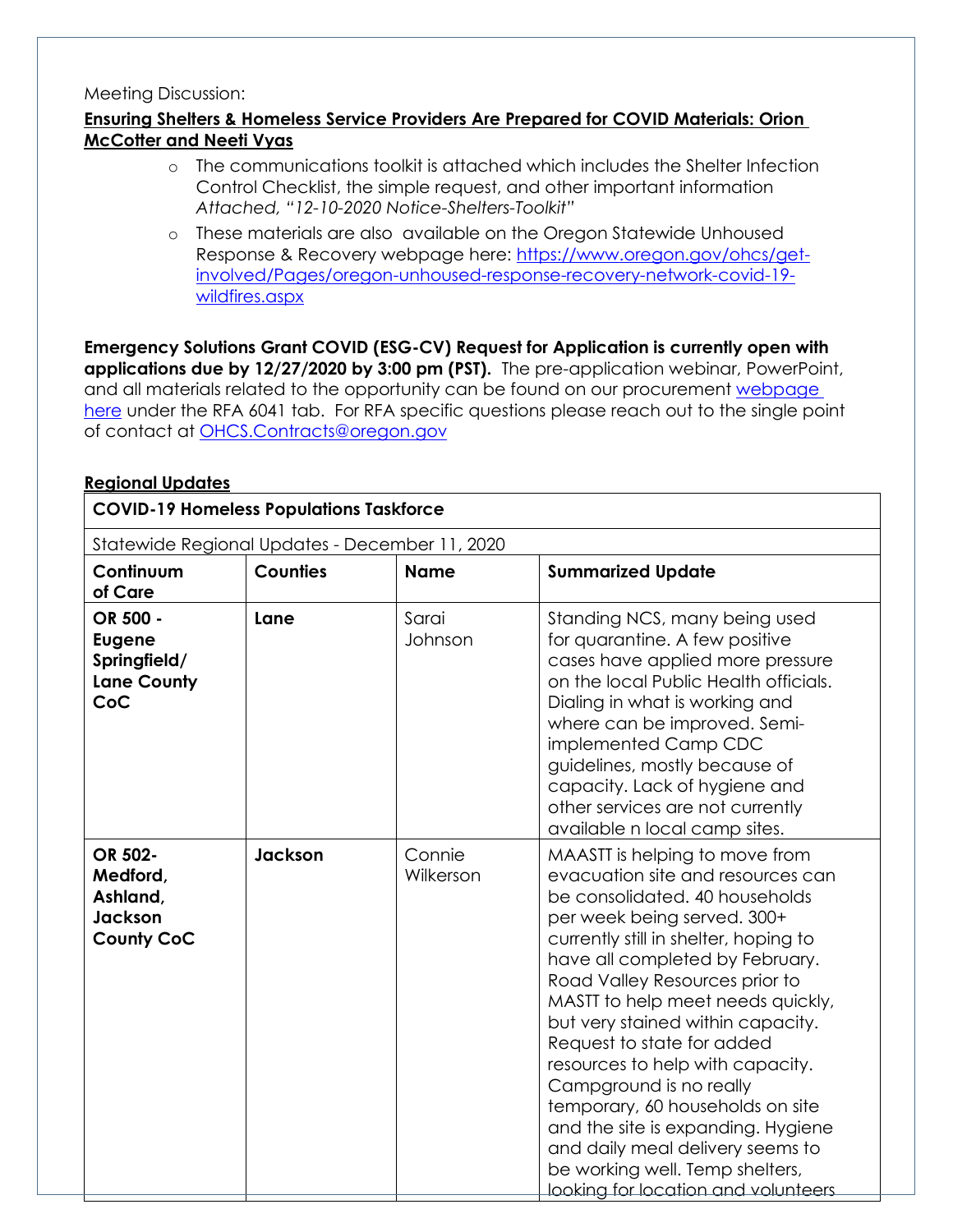Meeting Discussion:

**Ensuring Shelters & Homeless Service Providers Are Prepared for COVID Materials: Orion McCotter and Neeti Vyas**

- The communications toolkit is attached which includes the Shelter Infection Control Checklist, the simple request, and other important information *Attached, "12-10-2020 Notice-Shelters-Toolkit"*
- These materials are also available on the Oregon Statewide Unhoused Response & Recovery webpage here: [https://www.oregon.gov/ohcs/get-involved/Pages/oregon-unhoused-response-recovery-network-covid-19-wildfires.aspx](https://www.oregon.gov/ohcs/get-involved/Pages/oregon-unhoused-response-recovery-network-covid-19-wildfires.aspx)

**Emergency Solutions Grant COVID (ESG-CV) Request for Application is currently open with applications due by 12/27/2020 by 3:00 pm (PST).** The pre-application webinar, PowerPoint, and all materials related to the opportunity can be found on our procurement [webpage here](#) under the RFA 6041 tab. For RFA specific questions please reach out to the single point of contact at [OHCS.Contracts@oregon.gov](mailto:OHCS.Contracts@oregon.gov)

**Regional Updates**

| **COVID-19 Homeless Populations Taskforce** | | | |
|---|---|---|---|
| Statewide Regional Updates - December 11, 2020 | | | |
| **Continuum of Care** | **Counties** | **Name** | **Summarized Update** |
| **OR 500 - Eugene Springfield/ Lane County CoC** | **Lane** | Sarai Johnson | Standing NCS, many being used for quarantine. A few positive cases have applied more pressure on the local Public Health officials. Dialing in what is working and where can be improved. Semi-implemented Camp CDC guidelines, mostly because of capacity. Lack of hygiene and other services are not currently available n local camp sites. |
| **OR 502- Medford, Ashland, Jackson County CoC** | **Jackson** | Connie Wilkerson | MAASTT is helping to move from evacuation site and resources can be consolidated. 40 households per week being served. 300+ currently still in shelter, hoping to have all completed by February. Road Valley Resources prior to MASTT to help meet needs quickly, but very stained within capacity. Request to state for added resources to help with capacity. Campground is no really temporary, 60 households on site and the site is expanding. Hygiene and daily meal delivery seems to be working well. Temp shelters, looking for location and volunteers |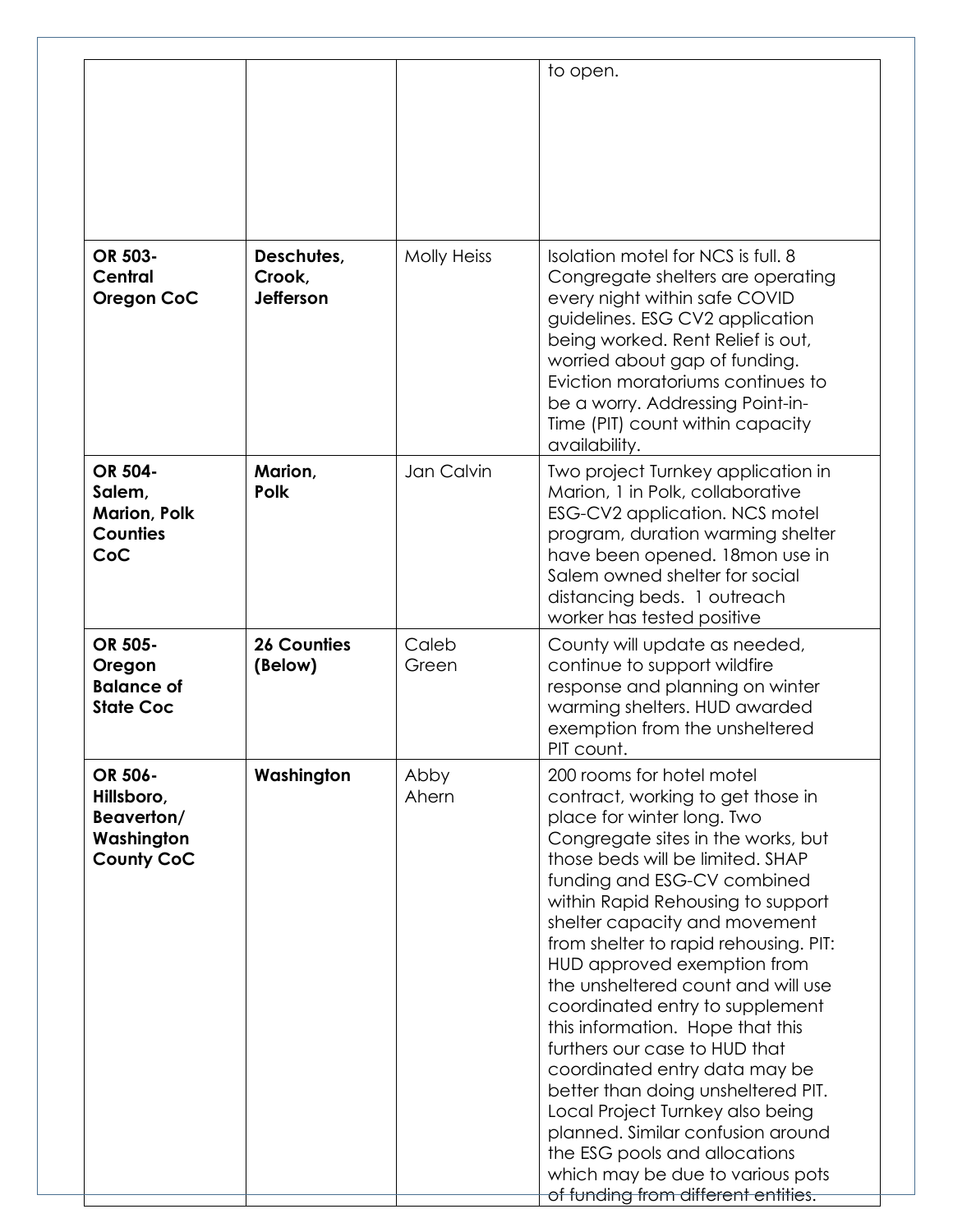| | | | to open. |
|---|---|---|---|
| **OR 503- Central Oregon CoC** | **Deschutes, Crook, Jefferson** | Molly Heiss | Isolation motel for NCS is full. 8 Congregate shelters are operating every night within safe COVID guidelines. ESG CV2 application being worked. Rent Relief is out, worried about gap of funding. Eviction moratoriums continues to be a worry. Addressing Point-in-Time (PIT) count within capacity availability. |
| **OR 504- Salem, Marion, Polk Counties CoC** | **Marion, Polk** | Jan Calvin | Two project Turnkey application in Marion, 1 in Polk, collaborative ESG-CV2 application. NCS motel program, duration warming shelter have been opened. 18mon use in Salem owned shelter for social distancing beds. 1 outreach worker has tested positive |
| **OR 505- Oregon Balance of State Coc** | **26 Counties (Below)** | Caleb Green | County will update as needed, continue to support wildfire response and planning on winter warming shelters. HUD awarded exemption from the unsheltered PIT count. |
| **OR 506- Hillsboro, Beaverton/ Washington County CoC** | **Washington** | Abby Ahern | 200 rooms for hotel motel contract, working to get those in place for winter long. Two Congregate sites in the works, but those beds will be limited. SHAP funding and ESG-CV combined within Rapid Rehousing to support shelter capacity and movement from shelter to rapid rehousing. PIT: HUD approved exemption from the unsheltered count and will use coordinated entry to supplement this information. Hope that this furthers our case to HUD that coordinated entry data may be better than doing unsheltered PIT. Local Project Turnkey also being planned. Similar confusion around the ESG pools and allocations which may be due to various pots of funding from different entities. |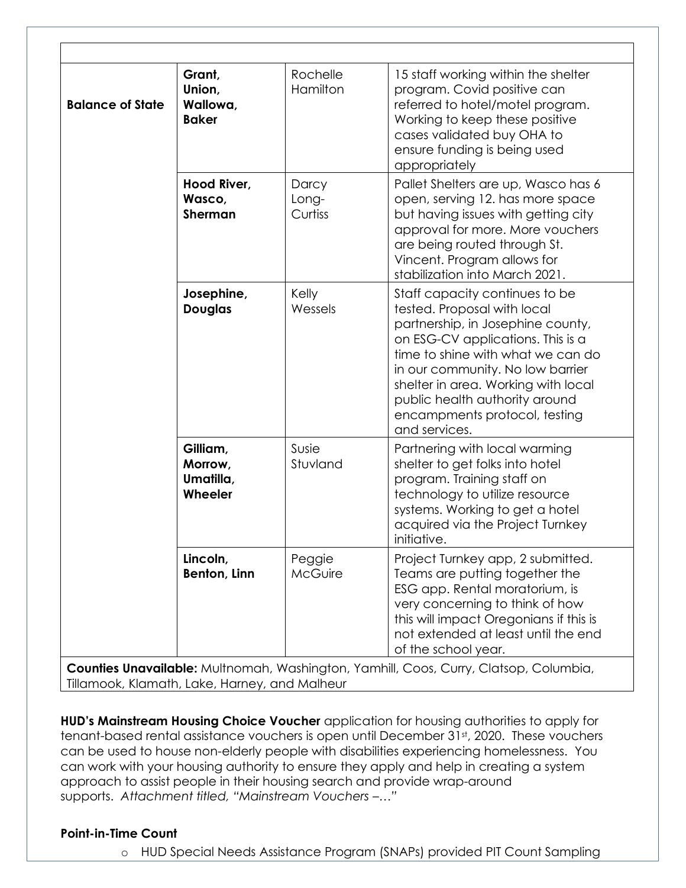| | | | |
|---|---|---|---|
| **Balance of State** | **Grant, Union, Wallowa, Baker** | Rochelle Hamilton | 15 staff working within the shelter program. Covid positive can referred to hotel/motel program. Working to keep these positive cases validated buy OHA to ensure funding is being used appropriately |
| | **Hood River, Wasco, Sherman** | Darcy Long-Curtiss | Pallet Shelters are up, Wasco has 6 open, serving 12. has more space but having issues with getting city approval for more. More vouchers are being routed through St. Vincent. Program allows for stabilization into March 2021. |
| | **Josephine, Douglas** | Kelly Wessels | Staff capacity continues to be tested. Proposal with local partnership, in Josephine county, on ESG-CV applications. This is a time to shine with what we can do in our community. No low barrier shelter in area. Working with local public health authority around encampments protocol, testing and services. |
| | **Gilliam, Morrow, Umatilla, Wheeler** | Susie Stuvland | Partnering with local warming shelter to get folks into hotel program. Training staff on technology to utilize resource systems. Working to get a hotel acquired via the Project Turnkey initiative. |
| | **Lincoln, Benton, Linn** | Peggie McGuire | Project Turnkey app, 2 submitted. Teams are putting together the ESG app. Rental moratorium, is very concerning to think of how this will impact Oregonians if this is not extended at least until the end of the school year. |
| **Counties Unavailable:** Multnomah, Washington, Yamhill, Coos, Curry, Clatsop, Columbia, Tillamook, Klamath, Lake, Harney, and Malheur | | | |

**HUD's Mainstream Housing Choice Voucher** application for housing authorities to apply for tenant-based rental assistance vouchers is open until December 31st, 2020. These vouchers can be used to house non-elderly people with disabilities experiencing homelessness. You can work with your housing authority to ensure they apply and help in creating a system approach to assist people in their housing search and provide wrap-around supports. *Attachment titled, "Mainstream Vouchers –…"*

**Point-in-Time Count**

- HUD Special Needs Assistance Program (SNAPs) provided PIT Count Sampling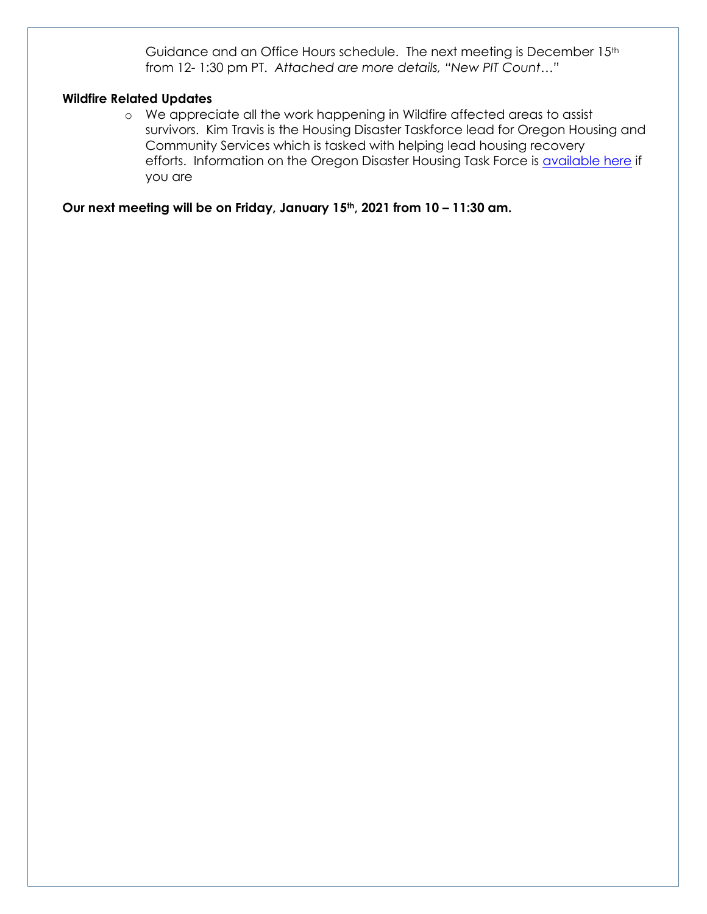Guidance and an Office Hours schedule. The next meeting is December 15th from 12- 1:30 pm PT. *Attached are more details, "New PIT Count…"*

**Wildfire Related Updates**

- We appreciate all the work happening in Wildfire affected areas to assist survivors. Kim Travis is the Housing Disaster Taskforce lead for Oregon Housing and Community Services which is tasked with helping lead housing recovery efforts. Information on the Oregon Disaster Housing Task Force is available here if you are

**Our next meeting will be on Friday, January 15th, 2021 from 10 – 11:30 am.**